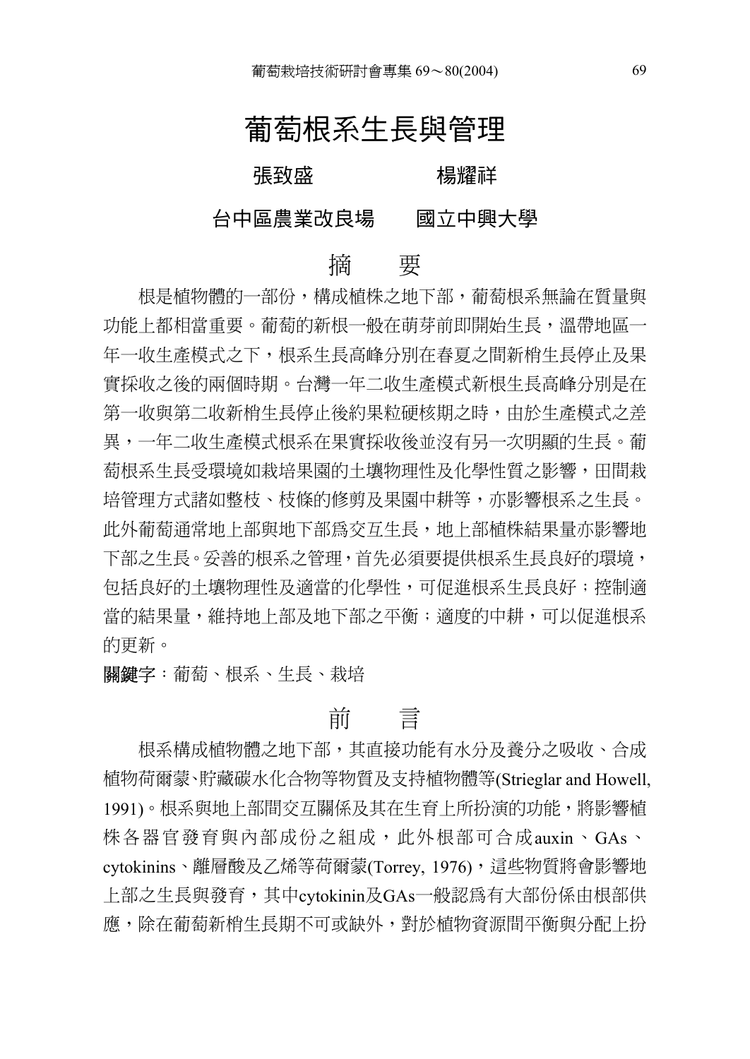# 葡萄根系生長與管理

張致盛　　　　　楊耀祥

台中區農業改良場　　國立中興大學

## 摘　要

根是植物體的一部份，構成植株之地下部，葡萄根系無論在質量與功能上都相當重要。葡萄的新根一般在萌芽前即開始生長，溫帶地區一年一收生產模式之下，根系生長高峰分別在春夏之間新梢生長停止及果實採收之後的兩個時期。台灣一年二收生產模式新根生長高峰分別是在第一收與第二收新梢生長停止後約果粒硬核期之時，由於生產模式之差異，一年二收生產模式根系在果實採收後並沒有另一次明顯的生長。葡萄根系生長受環境如栽培果園的土壤物理性及化學性質之影響，田間栽培管理方式諸如整枝、枝條的修剪及果園中耕等，亦影響根系之生長。此外葡萄通常地上部與地下部為交互生長，地上部植株結果量亦影響地下部之生長。妥善的根系之管理，首先必須要提供根系生長良好的環境，包括良好的土壤物理性及適當的化學性，可促進根系生長良好；控制適當的結果量，維持地上部及地下部之平衡；適度的中耕，可以促進根系的更新。

**關鍵字**：葡萄、根系、生長、栽培

## 前　言

根系構成植物體之地下部，其直接功能有水分及養分之吸收、合成植物荷爾蒙、貯藏碳水化合物等物質及支持植物體等(Strieglar and Howell, 1991)。根系與地上部間交互關係及其在生育上所扮演的功能，將影響植株各器官發育與內部成份之組成，此外根部可合成auxin、GAs、cytokinins、離層酸及乙烯等荷爾蒙(Torrey, 1976)，這些物質將會影響地上部之生長與發育，其中cytokinin及GAs一般認為有大部份係由根部供應，除在葡萄新梢生長期不可或缺外，對於植物資源間平衡與分配上扮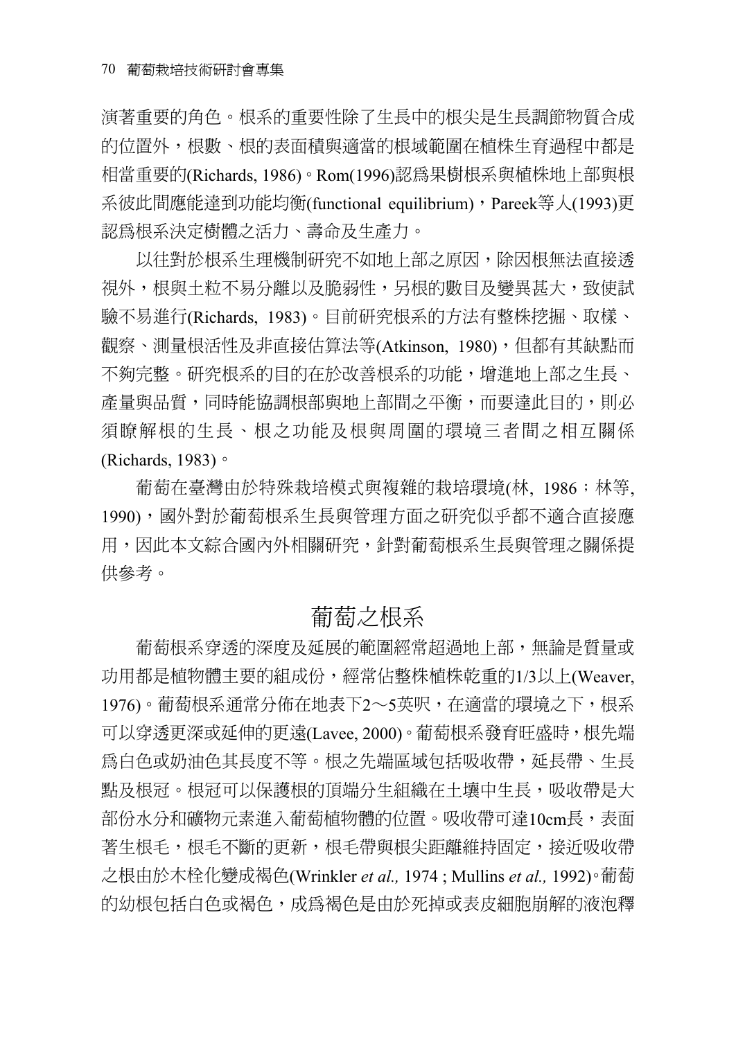演著重要的角色。根系的重要性除了生長中的根尖是生長調節物質合成的位置外，根數、根的表面積與適當的根域範圍在植株生育過程中都是相當重要的(Richards, 1986)。Rom(1996)認為果樹根系與植株地上部與根系彼此間應能達到功能均衡(functional equilibrium)，Pareek等人(1993)更認為根系決定樹體之活力、壽命及生產力。

以往對於根系生理機制研究不如地上部之原因，除因根無法直接透視外，根與土粒不易分離以及脆弱性，另根的數目及變異甚大，致使試驗不易進行(Richards, 1983)。目前研究根系的方法有整株挖掘、取樣、觀察、測量根活性及非直接估算法等(Atkinson, 1980)，但都有其缺點而不夠完整。研究根系的目的在於改善根系的功能，增進地上部之生長、產量與品質，同時能協調根部與地上部間之平衡，而要達此目的，則必須瞭解根的生長、根之功能及根與周圍的環境三者間之相互關係(Richards, 1983)。

葡萄在臺灣由於特殊栽培模式與複雜的栽培環境(林, 1986；林等, 1990)，國外對於葡萄根系生長與管理方面之研究似乎都不適合直接應用，因此本文綜合國內外相關研究，針對葡萄根系生長與管理之關係提供參考。

## 葡萄之根系

葡萄根系穿透的深度及延展的範圍經常超過地上部，無論是質量或功用都是植物體主要的組成份，經常佔整株植株乾重的1/3以上(Weaver, 1976)。葡萄根系通常分佈在地表下2～5英呎，在適當的環境之下，根系可以穿透更深或延伸的更遠(Lavee, 2000)。葡萄根系發育旺盛時，根先端為白色或奶油色其長度不等。根之先端區域包括吸收帶，延長帶、生長點及根冠。根冠可以保護根的頂端分生組織在土壤中生長，吸收帶是大部份水分和礦物元素進入葡萄植物體的位置。吸收帶可達10cm長，表面著生根毛，根毛不斷的更新，根毛帶與根尖距離維持固定，接近吸收帶之根由於木栓化變成褐色(Wrinkler *et al.,* 1974 ; Mullins *et al.,* 1992)。葡萄的幼根包括白色或褐色，成為褐色是由於死掉或表皮細胞崩解的液泡釋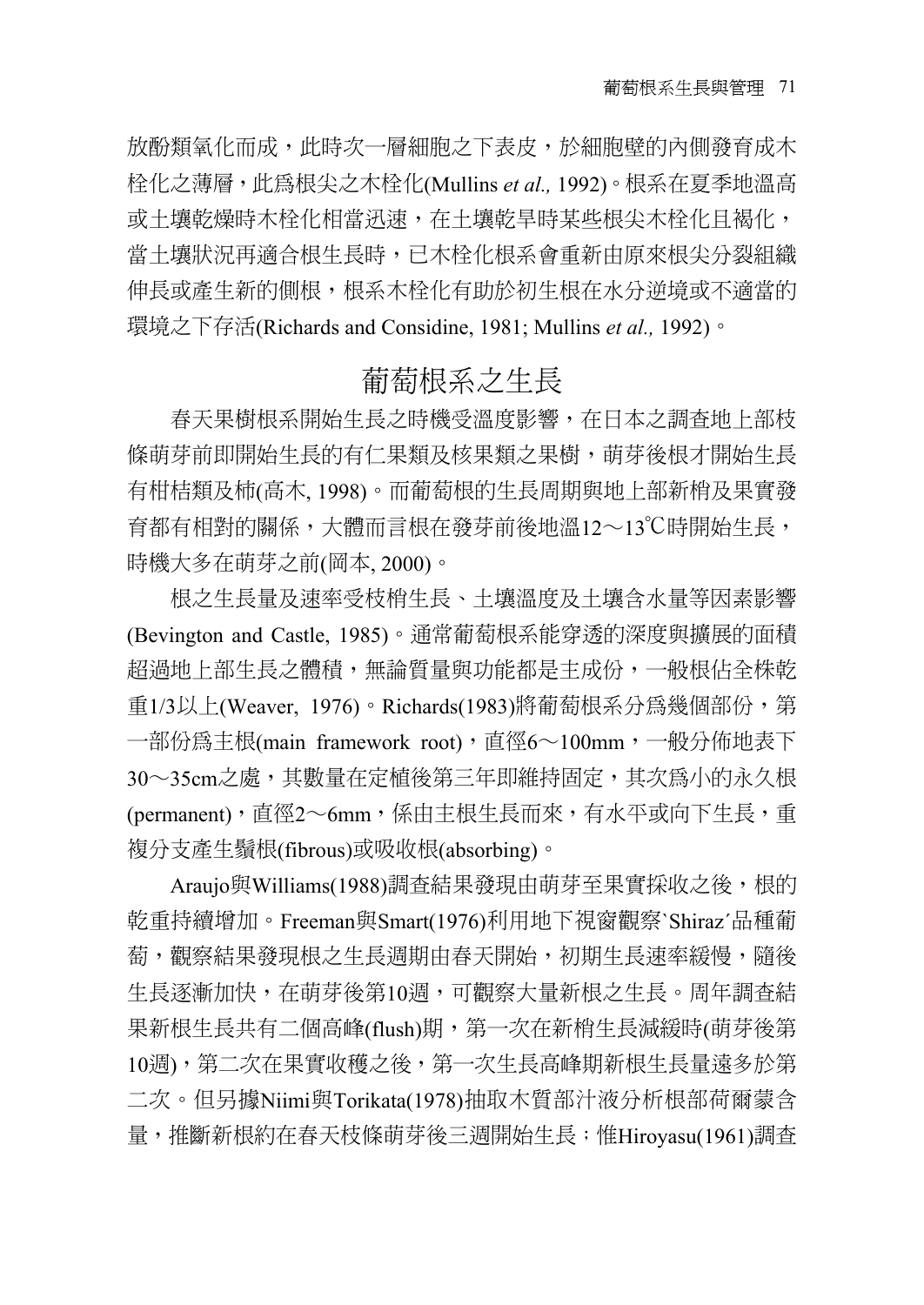放酚類氧化而成，此時次一層細胞之下表皮，於細胞壁的內側發育成木栓化之薄層，此爲根尖之木栓化(Mullins *et al.,* 1992)。根系在夏季地溫高或土壤乾燥時木栓化相當迅速，在土壤乾旱時某些根尖木栓化且褐化，當土壤狀況再適合根生長時，已木栓化根系會重新由原來根尖分裂組織伸長或產生新的側根，根系木栓化有助於初生根在水分逆境或不適當的環境之下存活(Richards and Considine, 1981; Mullins *et al.,* 1992)。

## 葡萄根系之生長

春天果樹根系開始生長之時機受溫度影響，在日本之調查地上部枝條萌芽前即開始生長的有仁果類及核果類之果樹，萌芽後根才開始生長有柑桔類及柿(高木, 1998)。而葡萄根的生長周期與地上部新梢及果實發育都有相對的關係，大體而言根在發芽前後地溫12～13℃時開始生長，時機大多在萌芽之前(岡本, 2000)。

根之生長量及速率受枝梢生長、土壤溫度及土壤含水量等因素影響(Bevington and Castle, 1985)。通常葡萄根系能穿透的深度與擴展的面積超過地上部生長之體積，無論質量與功能都是主成份，一般根佔全株乾重1/3以上(Weaver, 1976)。Richards(1983)將葡萄根系分爲幾個部份，第一部份爲主根(main framework root)，直徑6～100mm，一般分佈地表下30～35cm之處，其數量在定植後第三年即維持固定，其次爲小的永久根(permanent)，直徑2～6mm，係由主根生長而來，有水平或向下生長，重複分支產生鬚根(fibrous)或吸收根(absorbing)。

Araujo與Williams(1988)調查結果發現由萌芽至果實採收之後，根的乾重持續增加。Freeman與Smart(1976)利用地下視窗觀察`Shiraz´品種葡萄，觀察結果發現根之生長週期由春天開始，初期生長速率緩慢，隨後生長逐漸加快，在萌芽後第10週，可觀察大量新根之生長。周年調查結果新根生長共有二個高峰(flush)期，第一次在新梢生長減緩時(萌芽後第10週)，第二次在果實收穫之後，第一次生長高峰期新根生長量遠多於第二次。但另據Niimi與Torikata(1978)抽取木質部汁液分析根部荷爾蒙含量，推斷新根約在春天枝條萌芽後三週開始生長；惟Hiroyasu(1961)調查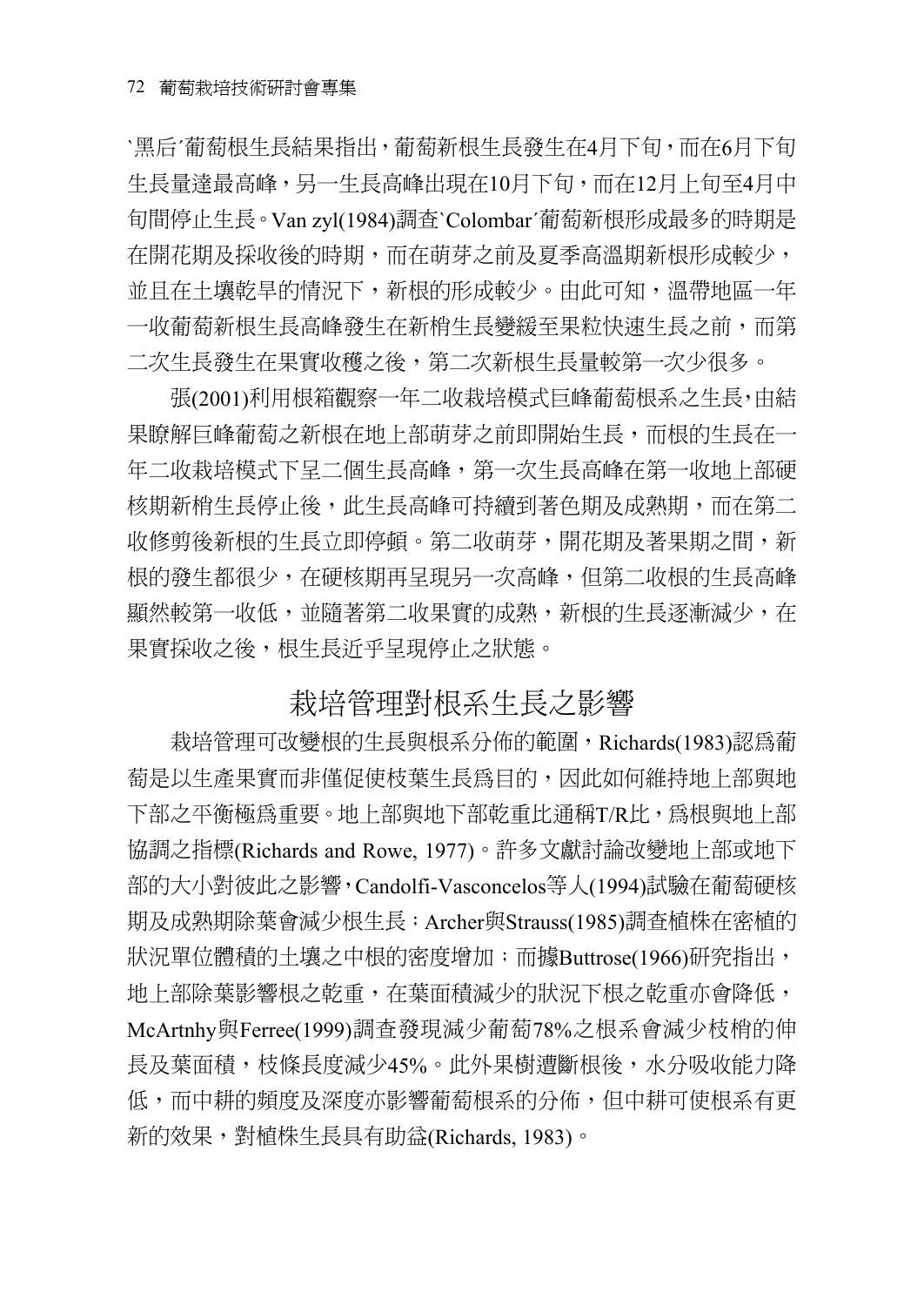`黑后´葡萄根生長結果指出，葡萄新根生長發生在4月下旬，而在6月下旬生長量達最高峰，另一生長高峰出現在10月下旬，而在12月上旬至4月中旬間停止生長。Van zyl(1984)調查`Colombar´葡萄新根形成最多的時期是在開花期及採收後的時期，而在萌芽之前及夏季高溫期新根形成較少，並且在土壤乾旱的情況下，新根的形成較少。由此可知，溫帶地區一年一收葡萄新根生長高峰發生在新梢生長變緩至果粒快速生長之前，而第二次生長發生在果實收穫之後，第二次新根生長量較第一次少很多。

張(2001)利用根箱觀察一年二收栽培模式巨峰葡萄根系之生長，由結果瞭解巨峰葡萄之新根在地上部萌芽之前即開始生長，而根的生長在一年二收栽培模式下呈二個生長高峰，第一次生長高峰在第一收地上部硬核期新梢生長停止後，此生長高峰可持續到著色期及成熟期，而在第二收修剪後新根的生長立即停頓。第二收萌芽，開花期及著果期之間，新根的發生都很少，在硬核期再呈現另一次高峰，但第二收根的生長高峰顯然較第一收低，並隨著第二收果實的成熟，新根的生長逐漸減少，在果實採收之後，根生長近乎呈現停止之狀態。

## 栽培管理對根系生長之影響

栽培管理可改變根的生長與根系分佈的範圍，Richards(1983)認爲葡萄是以生產果實而非僅促使枝葉生長爲目的，因此如何維持地上部與地下部之平衡極爲重要。地上部與地下部乾重比通稱T/R比，爲根與地上部協調之指標(Richards and Rowe, 1977)。許多文獻討論改變地上部或地下部的大小對彼此之影響，Candolfi-Vasconcelos等人(1994)試驗在葡萄硬核期及成熟期除葉會減少根生長；Archer與Strauss(1985)調查植株在密植的狀況單位體積的土壤之中根的密度增加；而據Buttrose(1966)研究指出，地上部除葉影響根之乾重，在葉面積減少的狀況下根之乾重亦會降低，McArtnhy與Ferree(1999)調查發現減少葡萄78%之根系會減少枝梢的伸長及葉面積，枝條長度減少45%。此外果樹遭斷根後，水分吸收能力降低，而中耕的頻度及深度亦影響葡萄根系的分佈，但中耕可使根系有更新的效果，對植株生長具有助益(Richards, 1983)。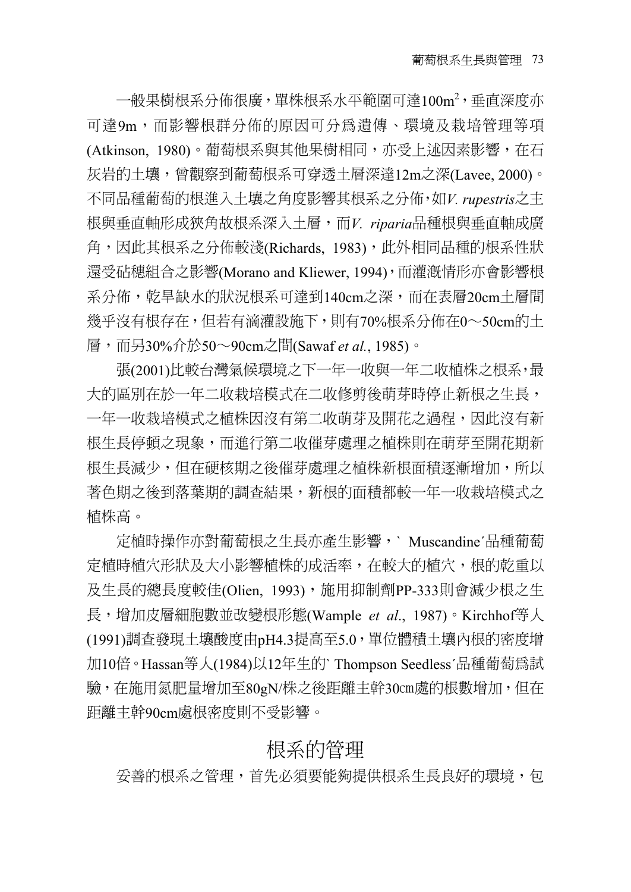一般果樹根系分佈很廣，單株根系水平範圍可達100m$^2$，垂直深度亦可達9m，而影響根群分佈的原因可分爲遺傳、環境及栽培管理等項(Atkinson, 1980)。葡萄根系與其他果樹相同，亦受上述因素影響，在石灰岩的土壤，曾觀察到葡萄根系可穿透土層深達12m之深(Lavee, 2000)。不同品種葡萄的根進入土壤之角度影響其根系之分佈，如*V. rupestris*之主根與垂直軸形成狹角故根系深入土層，而*V. riparia*品種根與垂直軸成廣角，因此其根系之分佈較淺(Richards, 1983)，此外相同品種的根系性狀還受砧穗組合之影響(Morano and Kliewer, 1994)，而灌溉情形亦會影響根系分佈，乾旱缺水的狀況根系可達到140cm之深，而在表層20cm土層間幾乎沒有根存在，但若有滴灌設施下，則有70%根系分佈在0～50cm的土層，而另30%介於50～90cm之間(Sawaf *et al.*, 1985)。

張(2001)比較台灣氣候環境之下一年一收與一年二收植株之根系，最大的區別在於一年二收栽培模式在二收修剪後萌芽時停止新根之生長，一年一收栽培模式之植株因沒有第二收萌芽及開花之過程，因此沒有新根生長停頓之現象，而進行第二收催芽處理之植株則在萌芽至開花期新根生長減少，但在硬核期之後催芽處理之植株新根面積逐漸增加，所以著色期之後到落葉期的調查結果，新根的面積都較一年一收栽培模式之植株高。

定植時操作亦對葡萄根之生長亦產生影響，` Muscandine´品種葡萄定植時植穴形狀及大小影響植株的成活率，在較大的植穴，根的乾重以及生長的總長度較佳(Olien, 1993)，施用抑制劑PP-333則會減少根之生長，增加皮層細胞數並改變根形態(Wample *et al*., 1987)。Kirchhof等人(1991)調查發現土壤酸度由pH4.3提高至5.0，單位體積土壤內根的密度增加10倍。Hassan等人(1984)以12年生的` Thompson Seedless´品種葡萄爲試驗，在施用氮肥量增加至80gN/株之後距離主幹30㎝處的根數增加，但在距離主幹90cm處根密度則不受影響。

## 根系的管理

妥善的根系之管理，首先必須要能夠提供根系生長良好的環境，包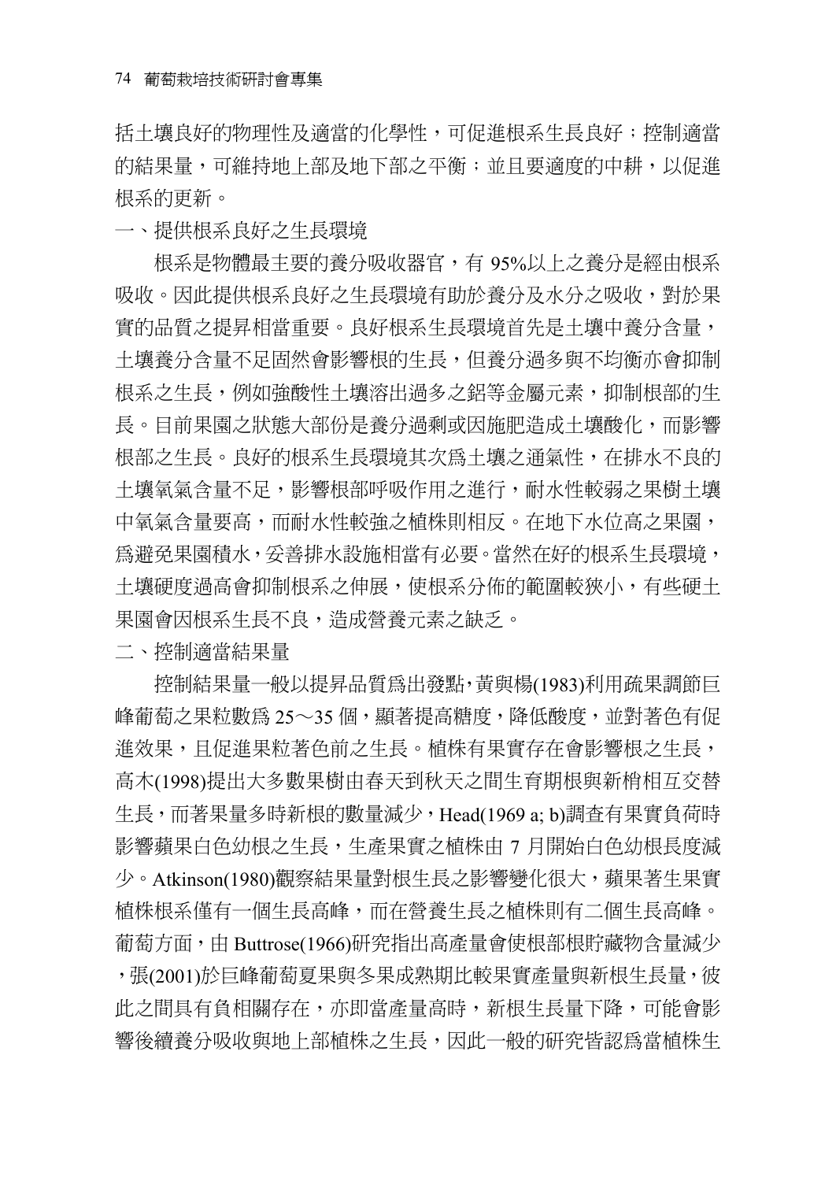括土壤良好的物理性及適當的化學性，可促進根系生長良好；控制適當的結果量，可維持地上部及地下部之平衡；並且要適度的中耕，以促進根系的更新。

## 一、提供根系良好之生長環境

根系是物體最主要的養分吸收器官，有 95%以上之養分是經由根系吸收。因此提供根系良好之生長環境有助於養分及水分之吸收，對於果實的品質之提昇相當重要。良好根系生長環境首先是土壤中養分含量，土壤養分含量不足固然會影響根的生長，但養分過多與不均衡亦會抑制根系之生長，例如強酸性土壤溶出過多之鋁等金屬元素，抑制根部的生長。目前果園之狀態大部份是養分過剩或因施肥造成土壤酸化，而影響根部之生長。良好的根系生長環境其次爲土壤之通氣性，在排水不良的土壤氧氣含量不足，影響根部呼吸作用之進行，耐水性較弱之果樹土壤中氧氣含量要高，而耐水性較強之植株則相反。在地下水位高之果園，爲避免果園積水，妥善排水設施相當有必要。當然在好的根系生長環境，土壤硬度過高會抑制根系之伸展，使根系分佈的範圍較狹小，有些硬土果園會因根系生長不良，造成營養元素之缺乏。

## 二、控制適當結果量

控制結果量一般以提昇品質爲出發點，黃與楊(1983)利用疏果調節巨峰葡萄之果粒數爲 25～35 個，顯著提高糖度，降低酸度，並對著色有促進效果，且促進果粒著色前之生長。植株有果實存在會影響根之生長，高木(1998)提出大多數果樹由春天到秋天之間生育期根與新梢相互交替生長，而著果量多時新根的數量減少，Head(1969 a; b)調查有果實負荷時影響蘋果白色幼根之生長，生產果實之植株由 7 月開始白色幼根長度減少。Atkinson(1980)觀察結果量對根生長之影響變化很大，蘋果著生果實植株根系僅有一個生長高峰，而在營養生長之植株則有二個生長高峰。葡萄方面，由 Buttrose(1966)研究指出高產量會使根部根貯藏物含量減少，張(2001)於巨峰葡萄夏果與冬果成熟期比較果實產量與新根生長量，彼此之間具有負相關存在，亦即當產量高時，新根生長量下降，可能會影響後續養分吸收與地上部植株之生長，因此一般的研究皆認爲當植株生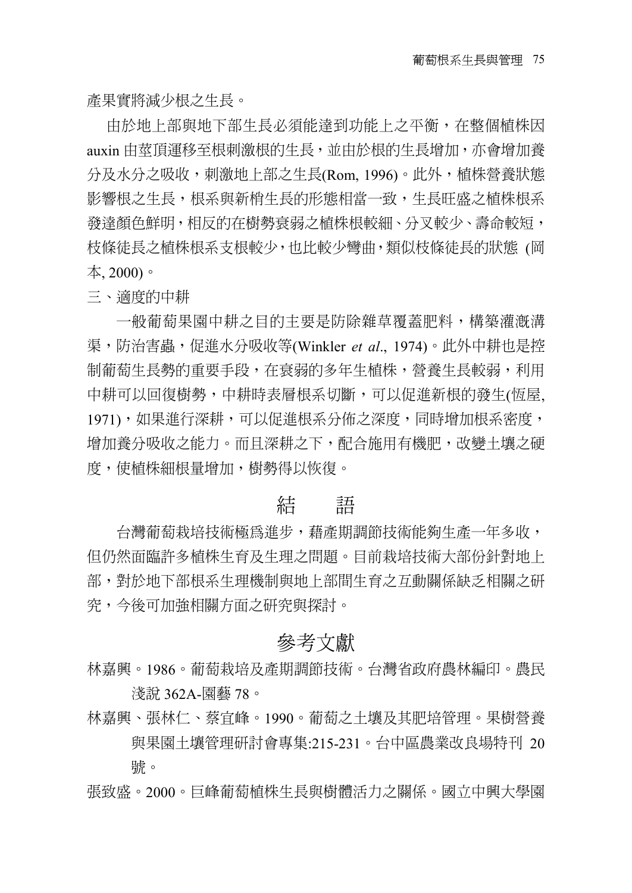產果實將減少根之生長。

由於地上部與地下部生長必須能達到功能上之平衡，在整個植株因 auxin 由莖頂運移至根刺激根的生長，並由於根的生長增加，亦會增加養分及水分之吸收，刺激地上部之生長(Rom, 1996)。此外，植株營養狀態影響根之生長，根系與新梢生長的形態相當一致，生長旺盛之植株根系發達顏色鮮明，相反的在樹勢衰弱之植株根較細、分叉較少、壽命較短，枝條徒長之植株根系支根較少，也比較少彎曲，類似枝條徒長的狀態 (岡本, 2000)。

三、適度的中耕

一般葡萄果園中耕之目的主要是防除雜草覆蓋肥料，構築灌溉溝渠，防治害蟲，促進水分吸收等(Winkler *et al*., 1974)。此外中耕也是控制葡萄生長勢的重要手段，在衰弱的多年生植株，營養生長較弱，利用中耕可以回復樹勢，中耕時表層根系切斷，可以促進新根的發生(恆屋, 1971)，如果進行深耕，可以促進根系分佈之深度，同時增加根系密度，增加養分吸收之能力。而且深耕之下，配合施用有機肥，改變土壤之硬度，使植株細根量增加，樹勢得以恢復。

## 結　語

台灣葡萄栽培技術極為進步，藉產期調節技術能夠生產一年多收，但仍然面臨許多植株生育及生理之問題。目前栽培技術大部份針對地上部，對於地下部根系生理機制與地上部間生育之互動關係缺乏相關之研究，今後可加強相關方面之研究與探討。

## 參考文獻

林嘉興。1986。葡萄栽培及產期調節技術。台灣省政府農林編印。農民淺說 362A-園藝 78。

林嘉興、張林仁、蔡宜峰。1990。葡萄之土壤及其肥培管理。果樹營養與果園土壤管理研討會專集:215-231。台中區農業改良場特刊 20 號。

張致盛。2000。巨峰葡萄植株生長與樹體活力之關係。國立中興大學園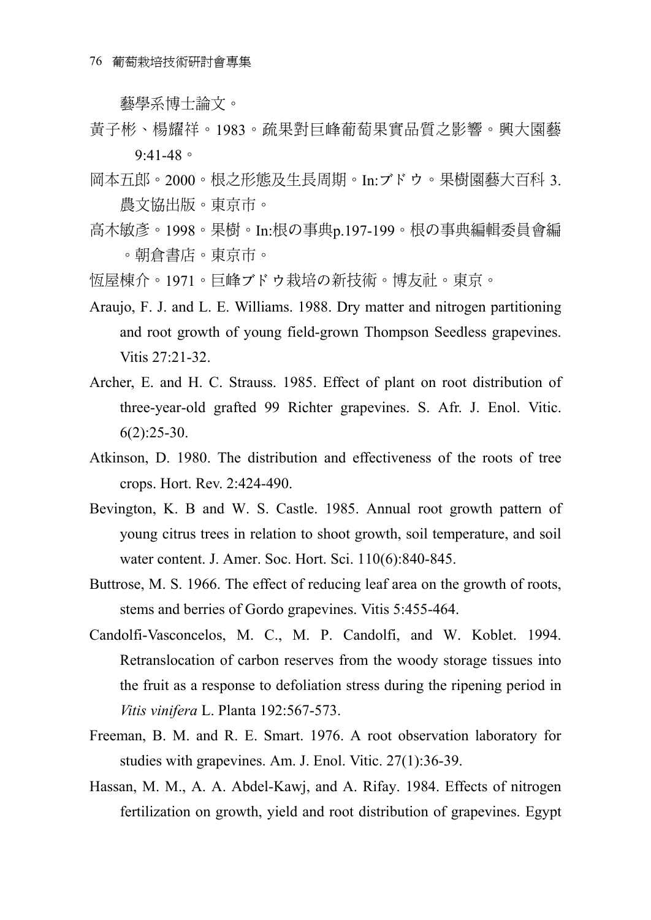藝學系博士論文。

黃子彬、楊耀祥。1983。疏果對巨峰葡萄果實品質之影響。興大園藝 9:41-48。

岡本五郎。2000。根之形態及生長周期。In:ブドウ。果樹園藝大百科 3. 農文協出版。東京市。

高木敏彥。1998。果樹。In:根の事典p.197-199。根の事典編輯委員會編。朝倉書店。東京市。

恆屋棟介。1971。巨峰ブドウ栽培の新技術。博友社。東京。

Araujo, F. J. and L. E. Williams. 1988. Dry matter and nitrogen partitioning and root growth of young field-grown Thompson Seedless grapevines. Vitis 27:21-32.

Archer, E. and H. C. Strauss. 1985. Effect of plant on root distribution of three-year-old grafted 99 Richter grapevines. S. Afr. J. Enol. Vitic. 6(2):25-30.

Atkinson, D. 1980. The distribution and effectiveness of the roots of tree crops. Hort. Rev. 2:424-490.

Bevington, K. B and W. S. Castle. 1985. Annual root growth pattern of young citrus trees in relation to shoot growth, soil temperature, and soil water content. J. Amer. Soc. Hort. Sci. 110(6):840-845.

Buttrose, M. S. 1966. The effect of reducing leaf area on the growth of roots, stems and berries of Gordo grapevines. Vitis 5:455-464.

Candolfi-Vasconcelos, M. C., M. P. Candolfi, and W. Koblet. 1994. Retranslocation of carbon reserves from the woody storage tissues into the fruit as a response to defoliation stress during the ripening period in *Vitis vinifera* L. Planta 192:567-573.

Freeman, B. M. and R. E. Smart. 1976. A root observation laboratory for studies with grapevines. Am. J. Enol. Vitic. 27(1):36-39.

Hassan, M. M., A. A. Abdel-Kawj, and A. Rifay. 1984. Effects of nitrogen fertilization on growth, yield and root distribution of grapevines. Egypt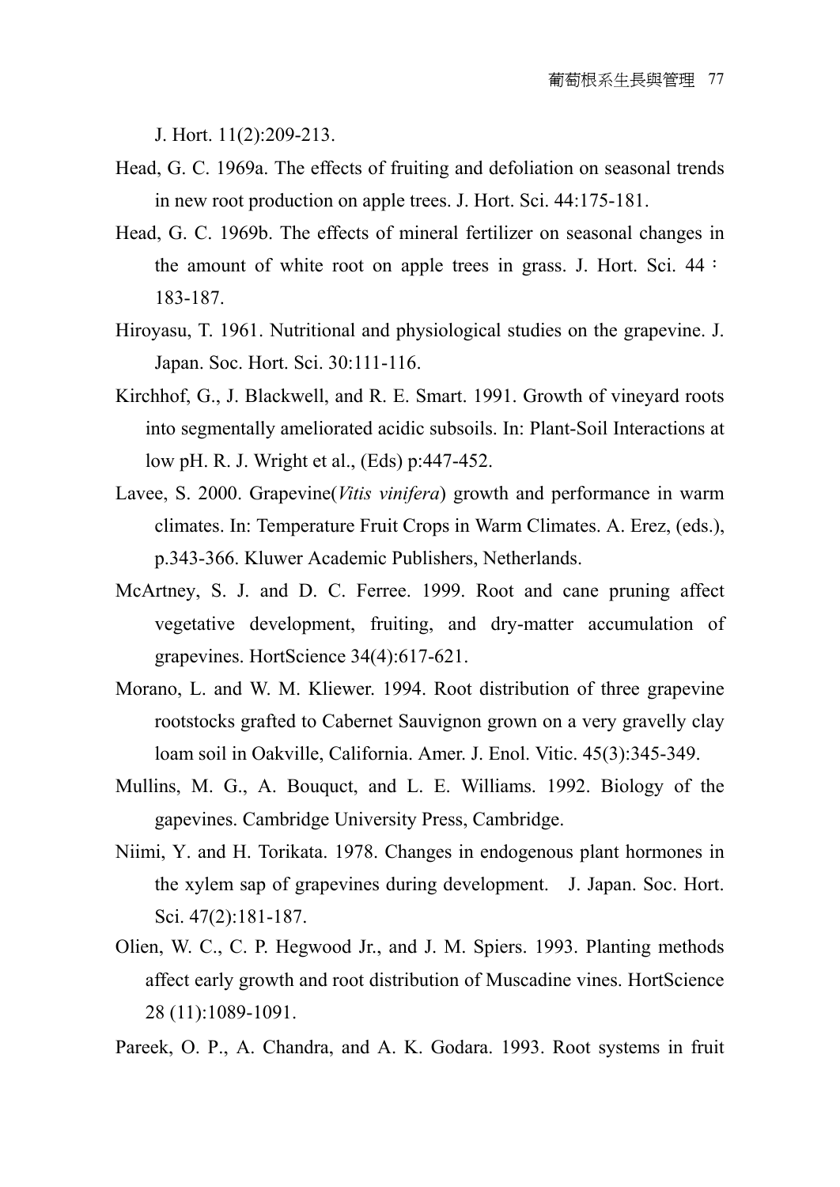J. Hort. 11(2):209-213.

Head, G. C. 1969a. The effects of fruiting and defoliation on seasonal trends in new root production on apple trees. J. Hort. Sci. 44:175-181.

Head, G. C. 1969b. The effects of mineral fertilizer on seasonal changes in the amount of white root on apple trees in grass. J. Hort. Sci. 44：183-187.

Hiroyasu, T. 1961. Nutritional and physiological studies on the grapevine. J. Japan. Soc. Hort. Sci. 30:111-116.

Kirchhof, G., J. Blackwell, and R. E. Smart. 1991. Growth of vineyard roots into segmentally ameliorated acidic subsoils. In: Plant-Soil Interactions at low pH. R. J. Wright et al., (Eds) p:447-452.

Lavee, S. 2000. Grapevine(*Vitis vinifera*) growth and performance in warm climates. In: Temperature Fruit Crops in Warm Climates. A. Erez, (eds.), p.343-366. Kluwer Academic Publishers, Netherlands.

McArtney, S. J. and D. C. Ferree. 1999. Root and cane pruning affect vegetative development, fruiting, and dry-matter accumulation of grapevines. HortScience 34(4):617-621.

Morano, L. and W. M. Kliewer. 1994. Root distribution of three grapevine rootstocks grafted to Cabernet Sauvignon grown on a very gravelly clay loam soil in Oakville, California. Amer. J. Enol. Vitic. 45(3):345-349.

Mullins, M. G., A. Bouquct, and L. E. Williams. 1992. Biology of the gapevines. Cambridge University Press, Cambridge.

Niimi, Y. and H. Torikata. 1978. Changes in endogenous plant hormones in the xylem sap of grapevines during development. J. Japan. Soc. Hort. Sci. 47(2):181-187.

Olien, W. C., C. P. Hegwood Jr., and J. M. Spiers. 1993. Planting methods affect early growth and root distribution of Muscadine vines. HortScience 28 (11):1089-1091.

Pareek, O. P., A. Chandra, and A. K. Godara. 1993. Root systems in fruit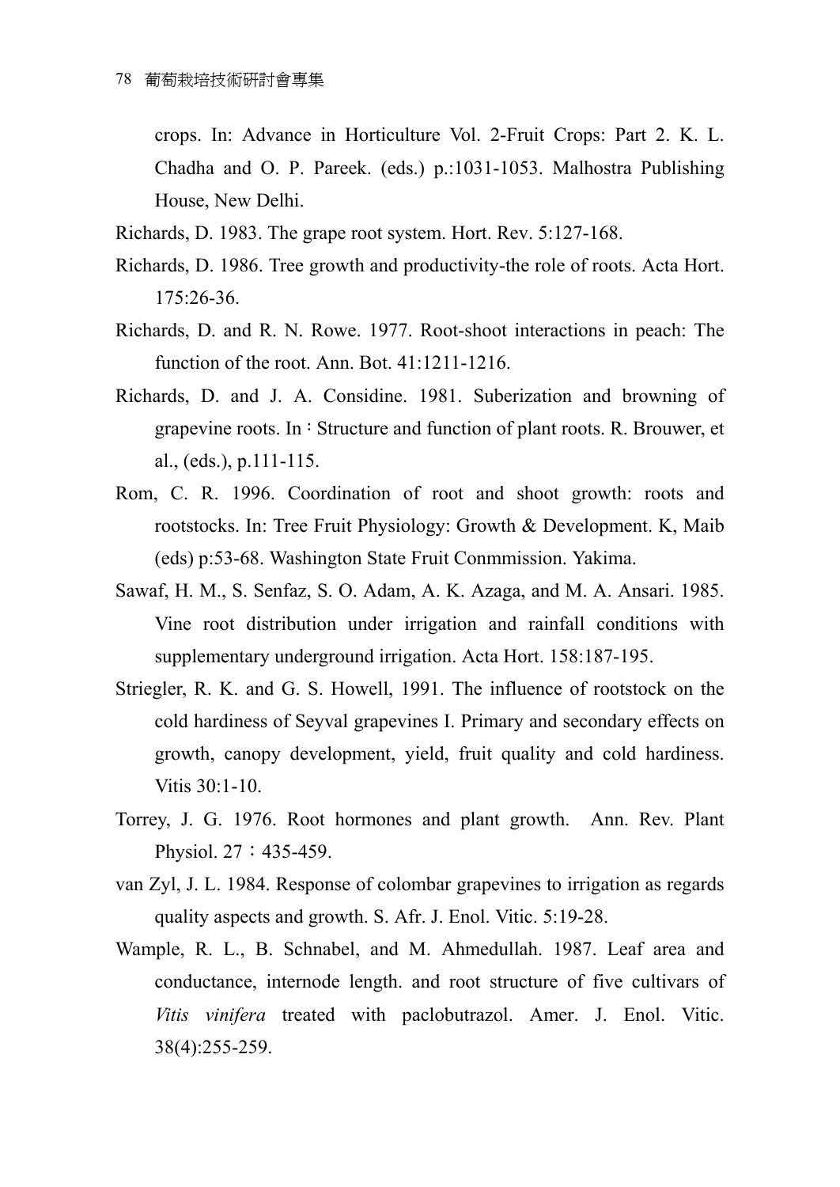crops. In: Advance in Horticulture Vol. 2-Fruit Crops: Part 2. K. L. Chadha and O. P. Pareek. (eds.) p.:1031-1053. Malhostra Publishing House, New Delhi.

Richards, D. 1983. The grape root system. Hort. Rev. 5:127-168.

Richards, D. 1986. Tree growth and productivity-the role of roots. Acta Hort. 175:26-36.

Richards, D. and R. N. Rowe. 1977. Root-shoot interactions in peach: The function of the root. Ann. Bot. 41:1211-1216.

Richards, D. and J. A. Considine. 1981. Suberization and browning of grapevine roots. In：Structure and function of plant roots. R. Brouwer, et al., (eds.), p.111-115.

Rom, C. R. 1996. Coordination of root and shoot growth: roots and rootstocks. In: Tree Fruit Physiology: Growth & Development. K, Maib (eds) p:53-68. Washington State Fruit Conmmission. Yakima.

Sawaf, H. M., S. Senfaz, S. O. Adam, A. K. Azaga, and M. A. Ansari. 1985. Vine root distribution under irrigation and rainfall conditions with supplementary underground irrigation. Acta Hort. 158:187-195.

Striegler, R. K. and G. S. Howell, 1991. The influence of rootstock on the cold hardiness of Seyval grapevines I. Primary and secondary effects on growth, canopy development, yield, fruit quality and cold hardiness. Vitis 30:1-10.

Torrey, J. G. 1976. Root hormones and plant growth. Ann. Rev. Plant Physiol. 27：435-459.

van Zyl, J. L. 1984. Response of colombar grapevines to irrigation as regards quality aspects and growth. S. Afr. J. Enol. Vitic. 5:19-28.

Wample, R. L., B. Schnabel, and M. Ahmedullah. 1987. Leaf area and conductance, internode length. and root structure of five cultivars of *Vitis vinifera* treated with paclobutrazol. Amer. J. Enol. Vitic. 38(4):255-259.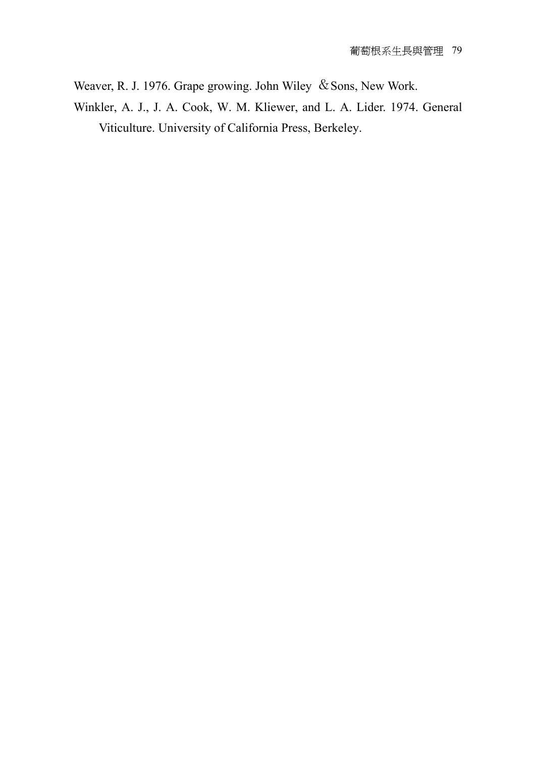Weaver, R. J. 1976. Grape growing. John Wiley &Sons, New Work.

Winkler, A. J., J. A. Cook, W. M. Kliewer, and L. A. Lider. 1974. General Viticulture. University of California Press, Berkeley.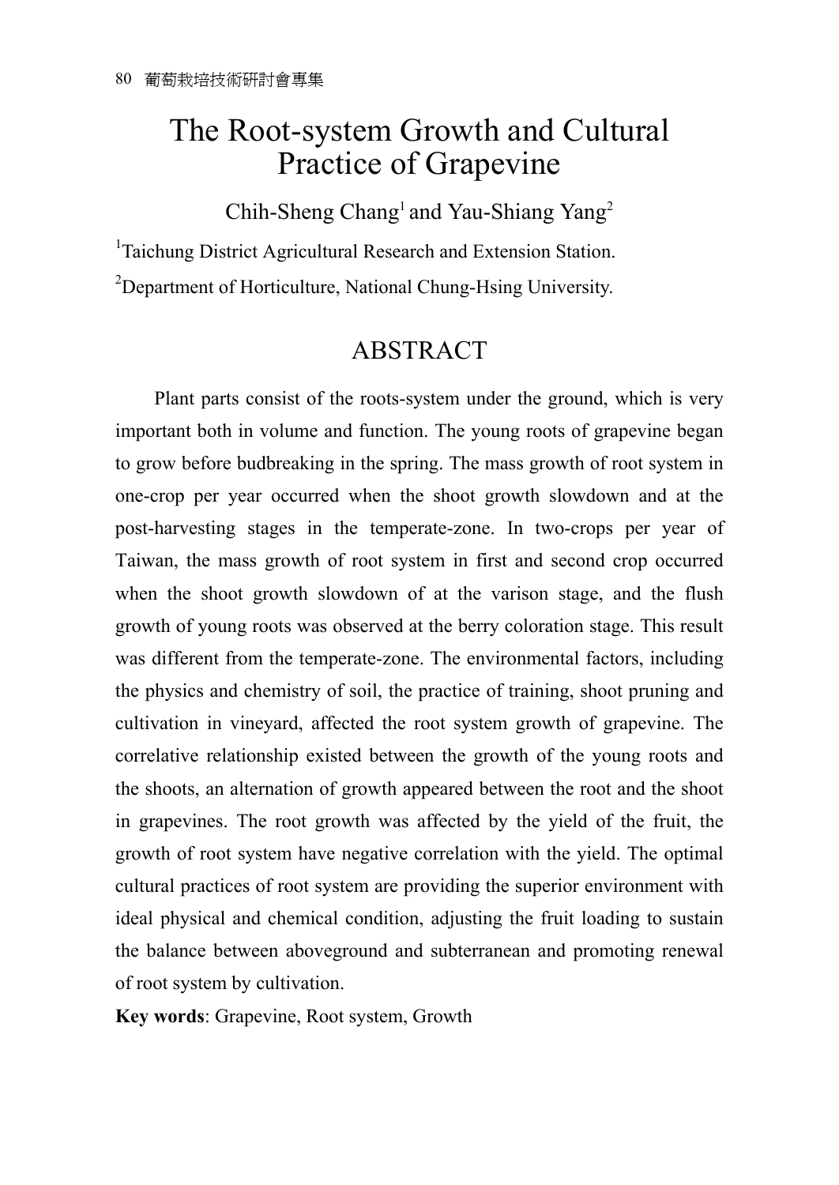# The Root-system Growth and Cultural Practice of Grapevine

Chih-Sheng Chang[1] and Yau-Shiang Yang[2]

[1]Taichung District Agricultural Research and Extension Station.

[2]Department of Horticulture, National Chung-Hsing University.

## ABSTRACT

Plant parts consist of the roots-system under the ground, which is very important both in volume and function. The young roots of grapevine began to grow before budbreaking in the spring. The mass growth of root system in one-crop per year occurred when the shoot growth slowdown and at the post-harvesting stages in the temperate-zone. In two-crops per year of Taiwan, the mass growth of root system in first and second crop occurred when the shoot growth slowdown of at the varison stage, and the flush growth of young roots was observed at the berry coloration stage. This result was different from the temperate-zone. The environmental factors, including the physics and chemistry of soil, the practice of training, shoot pruning and cultivation in vineyard, affected the root system growth of grapevine. The correlative relationship existed between the growth of the young roots and the shoots, an alternation of growth appeared between the root and the shoot in grapevines. The root growth was affected by the yield of the fruit, the growth of root system have negative correlation with the yield. The optimal cultural practices of root system are providing the superior environment with ideal physical and chemical condition, adjusting the fruit loading to sustain the balance between aboveground and subterranean and promoting renewal of root system by cultivation.

**Key words**: Grapevine, Root system, Growth